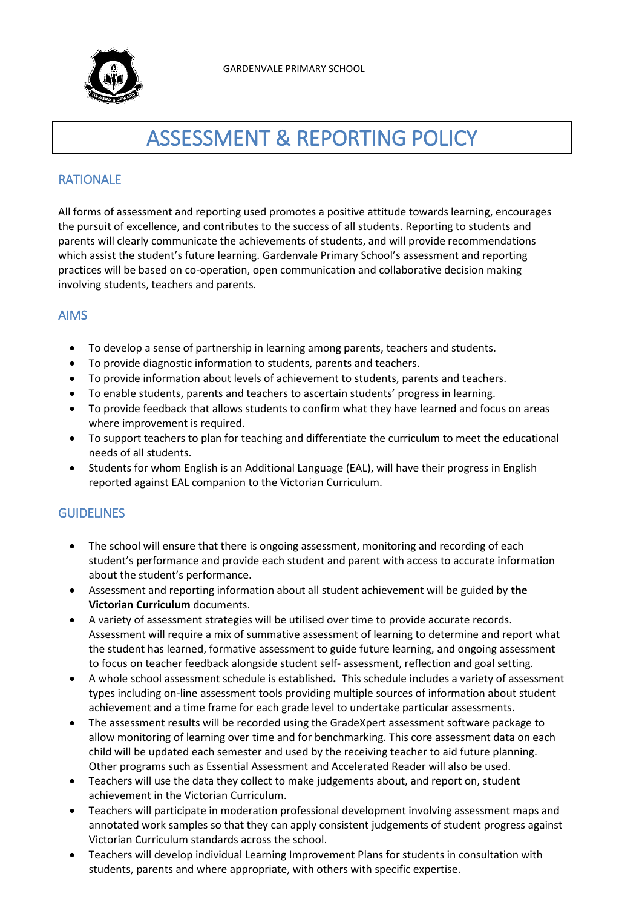GARDENVALE PRIMARY SCHOOL

# ASSESSMENT & REPORTING POLICY

## RATIONALE

All forms of assessment and reporting used promotes a positive attitude towards learning, encourages the pursuit of excellence, and contributes to the success of all students. Reporting to students and parents will clearly communicate the achievements of students, and will provide recommendations which assist the student's future learning. Gardenvale Primary School's assessment and reporting practices will be based on co-operation, open communication and collaborative decision making involving students, teachers and parents.

## AIMS

- To develop a sense of partnership in learning among parents, teachers and students.
- To provide diagnostic information to students, parents and teachers.
- To provide information about levels of achievement to students, parents and teachers.
- To enable students, parents and teachers to ascertain students' progress in learning.
- To provide feedback that allows students to confirm what they have learned and focus on areas where improvement is required.
- To support teachers to plan for teaching and differentiate the curriculum to meet the educational needs of all students.
- Students for whom English is an Additional Language (EAL), will have their progress in English reported against EAL companion to the Victorian Curriculum.

## GUIDELINES

- The school will ensure that there is ongoing assessment, monitoring and recording of each student's performance and provide each student and parent with access to accurate information about the student's performance.
- Assessment and reporting information about all student achievement will be guided by **the Victorian Curriculum** documents.
- A variety of assessment strategies will be utilised over time to provide accurate records. Assessment will require a mix of summative assessment of learning to determine and report what the student has learned, formative assessment to guide future learning, and ongoing assessment to focus on teacher feedback alongside student self- assessment, reflection and goal setting.
- A whole school assessment schedule is established**.** This schedule includes a variety of assessment types including on-line assessment tools providing multiple sources of information about student achievement and a time frame for each grade level to undertake particular assessments.
- The assessment results will be recorded using the GradeXpert assessment software package to allow monitoring of learning over time and for benchmarking. This core assessment data on each child will be updated each semester and used by the receiving teacher to aid future planning. Other programs such as Essential Assessment and Accelerated Reader will also be used.
- Teachers will use the data they collect to make judgements about, and report on, student achievement in the Victorian Curriculum.
- Teachers will participate in moderation professional development involving assessment maps and annotated work samples so that they can apply consistent judgements of student progress against Victorian Curriculum standards across the school.
- Teachers will develop individual Learning Improvement Plans for students in consultation with students, parents and where appropriate, with others with specific expertise.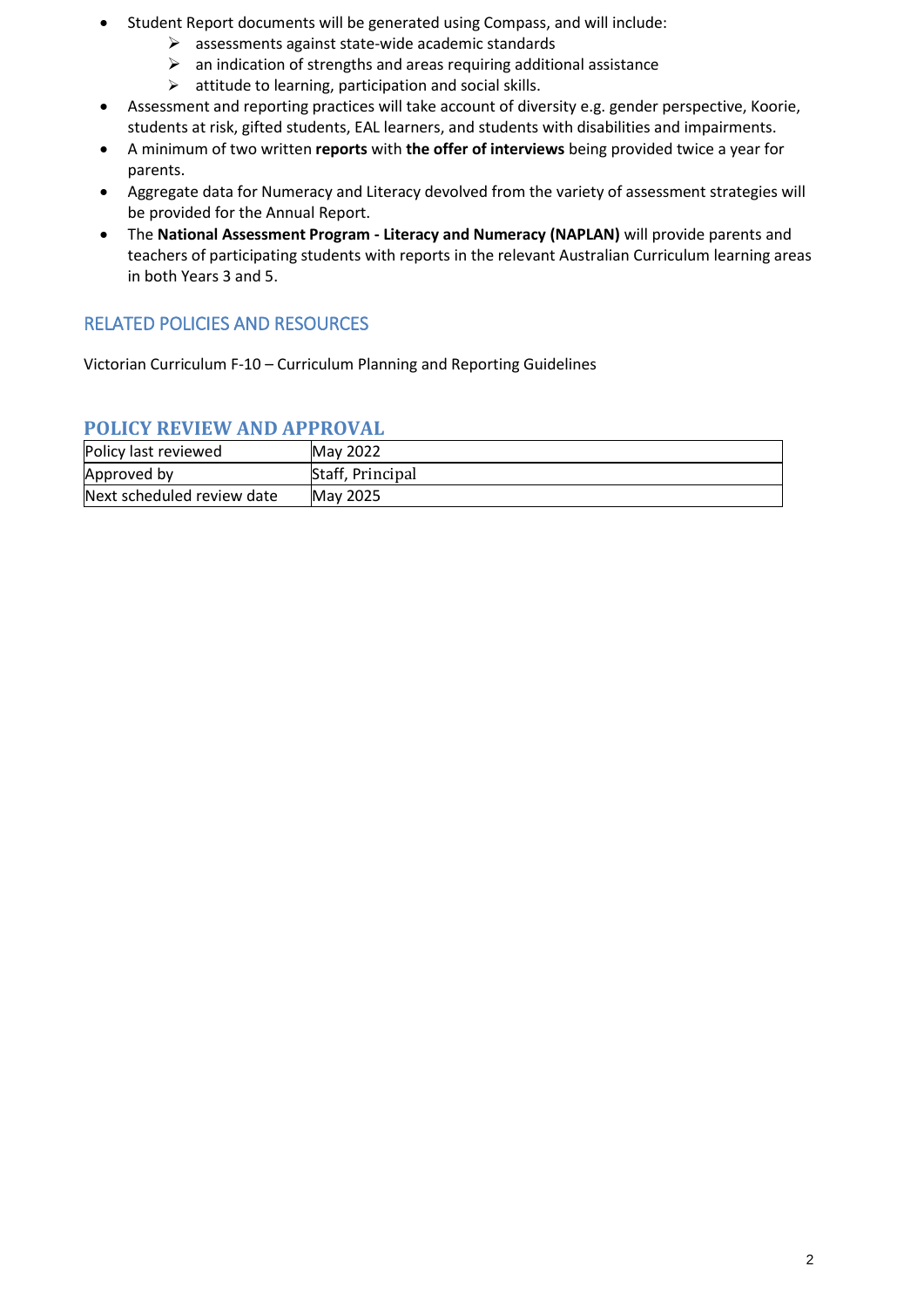- Student Report documents will be generated using Compass, and will include:
    - assessments against state-wide academic standards
    - an indication of strengths and areas requiring additional assistance
    - attitude to learning, participation and social skills.
- Assessment and reporting practices will take account of diversity e.g. gender perspective, Koorie, students at risk, gifted students, EAL learners, and students with disabilities and impairments.
- A minimum of two written **reports** with **the offer of interviews** being provided twice a year for parents.
- Aggregate data for Numeracy and Literacy devolved from the variety of assessment strategies will be provided for the Annual Report.
- The **National Assessment Program - Literacy and Numeracy (NAPLAN)** will provide parents and teachers of participating students with reports in the relevant Australian Curriculum learning areas in both Years 3 and 5.

## RELATED POLICIES AND RESOURCES

Victorian Curriculum F-10 – Curriculum Planning and Reporting Guidelines

## POLICY REVIEW AND APPROVAL

| | |
|---|---|
| Policy last reviewed | May 2022 |
| Approved by | Staff, Principal |
| Next scheduled review date | May 2025 |